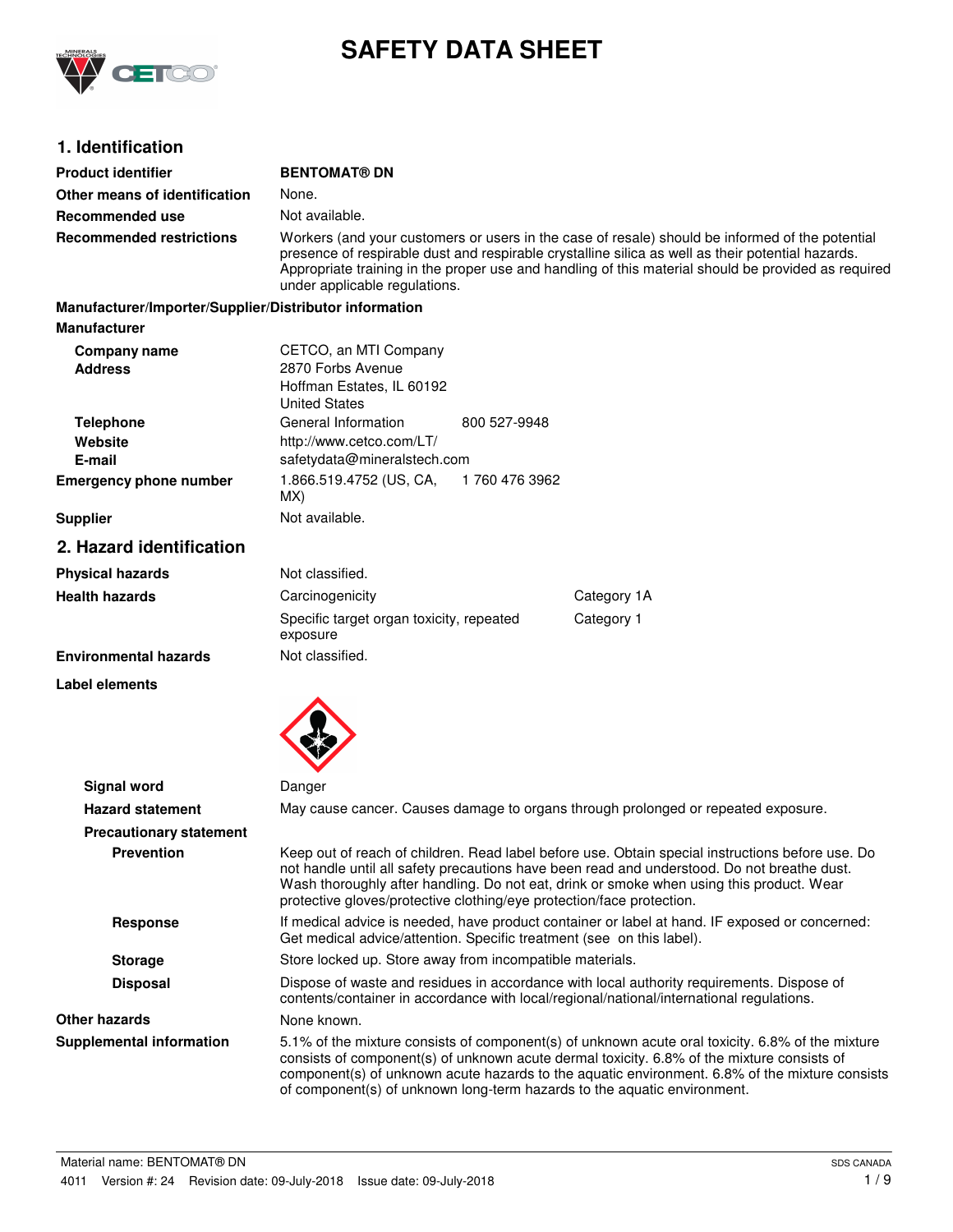# SAFETY DATA SHEET

## 1. Identification

| | |
|---|---|
| **Product identifier** | **BENTOMAT® DN** |
| **Other means of identification** | None. |
| **Recommended use** | Not available. |
| **Recommended restrictions** | Workers (and your customers or users in the case of resale) should be informed of the potential presence of respirable dust and respirable crystalline silica as well as their potential hazards. Appropriate training in the proper use and handling of this material should be provided as required under applicable regulations. |

**Manufacturer/Importer/Supplier/Distributor information**

**Manufacturer**

| | | |
|---|---|---|
| **Company name** | CETCO, an MTI Company | |
| **Address** | 2870 Forbs Avenue<br>Hoffman Estates, IL 60192<br>United States | |
| **Telephone** | General Information | 800 527-9948 |
| **Website** | http://www.cetco.com/LT/ | |
| **E-mail** | safetydata@mineralstech.com | |
| **Emergency phone number** | 1.866.519.4752 (US, CA, MX) | 1 760 476 3962 |
| **Supplier** | Not available. | |

## 2. Hazard identification

| | | |
|---|---|---|
| **Physical hazards** | Not classified. | |
| **Health hazards** | Carcinogenicity | Category 1A |
| | Specific target organ toxicity, repeated exposure | Category 1 |
| **Environmental hazards** | Not classified. | |

**Label elements**

**Signal word** Danger

**Hazard statement** May cause cancer. Causes damage to organs through prolonged or repeated exposure.

**Precautionary statement**

**Prevention** Keep out of reach of children. Read label before use. Obtain special instructions before use. Do not handle until all safety precautions have been read and understood. Do not breathe dust. Wash thoroughly after handling. Do not eat, drink or smoke when using this product. Wear protective gloves/protective clothing/eye protection/face protection.

**Response** If medical advice is needed, have product container or label at hand. IF exposed or concerned: Get medical advice/attention. Specific treatment (see on this label).

**Storage** Store locked up. Store away from incompatible materials.

**Disposal** Dispose of waste and residues in accordance with local authority requirements. Dispose of contents/container in accordance with local/regional/national/international regulations.

**Other hazards** None known.

**Supplemental information** 5.1% of the mixture consists of component(s) of unknown acute oral toxicity. 6.8% of the mixture consists of component(s) of unknown acute dermal toxicity. 6.8% of the mixture consists of component(s) of unknown acute hazards to the aquatic environment. 6.8% of the mixture consists of component(s) of unknown long-term hazards to the aquatic environment.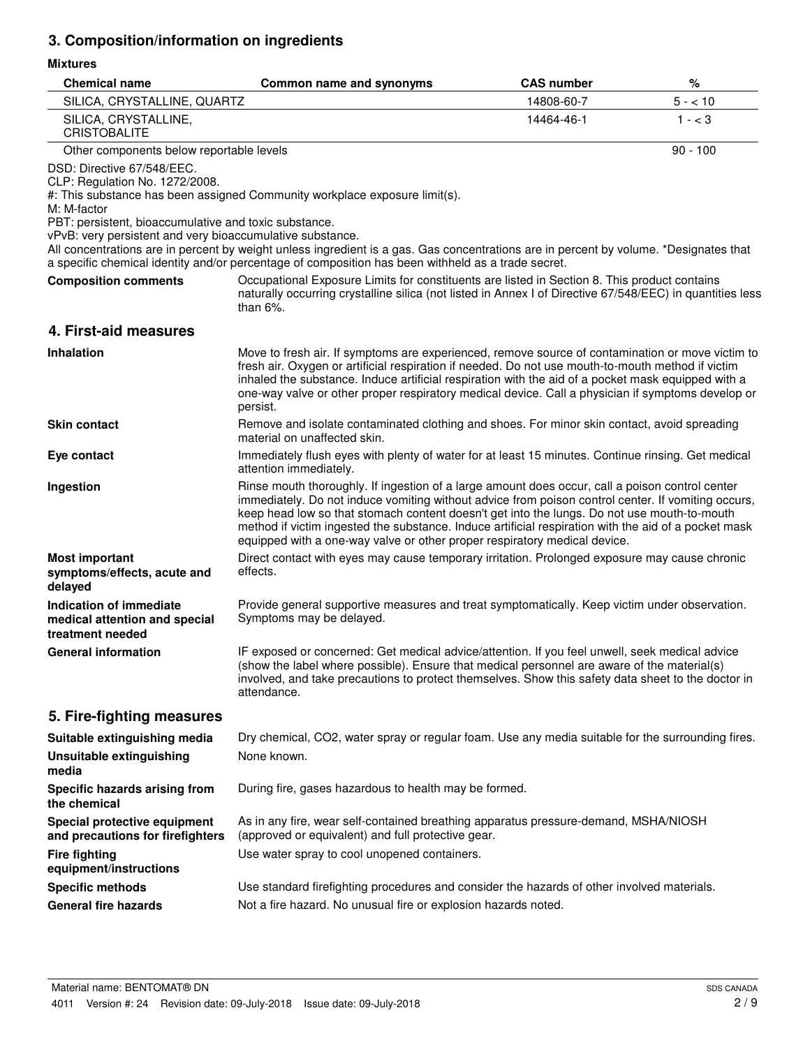## 3. Composition/information on ingredients

**Mixtures**

| Chemical name | Common name and synonyms | CAS number | % |
|---|---|---|---|
| SILICA, CRYSTALLINE, QUARTZ | | 14808-60-7 | 5 - < 10 |
| SILICA, CRYSTALLINE, CRISTOBALITE | | 14464-46-1 | 1 - < 3 |
| Other components below reportable levels | | | 90 - 100 |

DSD: Directive 67/548/EEC.
CLP: Regulation No. 1272/2008.
#: This substance has been assigned Community workplace exposure limit(s).
M: M-factor
PBT: persistent, bioaccumulative and toxic substance.
vPvB: very persistent and very bioaccumulative substance.
All concentrations are in percent by weight unless ingredient is a gas. Gas concentrations are in percent by volume. *Designates that a specific chemical identity and/or percentage of composition has been withheld as a trade secret.

**Composition comments** Occupational Exposure Limits for constituents are listed in Section 8. This product contains naturally occurring crystalline silica (not listed in Annex I of Directive 67/548/EEC) in quantities less than 6%.

## 4. First-aid measures

**Inhalation** Move to fresh air. If symptoms are experienced, remove source of contamination or move victim to fresh air. Oxygen or artificial respiration if needed. Do not use mouth-to-mouth method if victim inhaled the substance. Induce artificial respiration with the aid of a pocket mask equipped with a one-way valve or other proper respiratory medical device. Call a physician if symptoms develop or persist.

**Skin contact** Remove and isolate contaminated clothing and shoes. For minor skin contact, avoid spreading material on unaffected skin.

**Eye contact** Immediately flush eyes with plenty of water for at least 15 minutes. Continue rinsing. Get medical attention immediately.

**Ingestion** Rinse mouth thoroughly. If ingestion of a large amount does occur, call a poison control center immediately. Do not induce vomiting without advice from poison control center. If vomiting occurs, keep head low so that stomach content doesn't get into the lungs. Do not use mouth-to-mouth method if victim ingested the substance. Induce artificial respiration with the aid of a pocket mask equipped with a one-way valve or other proper respiratory medical device.

**Most important symptoms/effects, acute and delayed** Direct contact with eyes may cause temporary irritation. Prolonged exposure may cause chronic effects.

**Indication of immediate medical attention and special treatment needed** Provide general supportive measures and treat symptomatically. Keep victim under observation. Symptoms may be delayed.

**General information** IF exposed or concerned: Get medical advice/attention. If you feel unwell, seek medical advice (show the label where possible). Ensure that medical personnel are aware of the material(s) involved, and take precautions to protect themselves. Show this safety data sheet to the doctor in attendance.

## 5. Fire-fighting measures

**Suitable extinguishing media** Dry chemical, $CO_2$, water spray or regular foam. Use any media suitable for the surrounding fires.

**Unsuitable extinguishing media** None known.

**Specific hazards arising from the chemical** During fire, gases hazardous to health may be formed.

**Special protective equipment and precautions for firefighters** As in any fire, wear self-contained breathing apparatus pressure-demand, MSHA/NIOSH (approved or equivalent) and full protective gear.

**Fire fighting equipment/instructions** Use water spray to cool unopened containers.

**Specific methods** Use standard firefighting procedures and consider the hazards of other involved materials.

**General fire hazards** Not a fire hazard. No unusual fire or explosion hazards noted.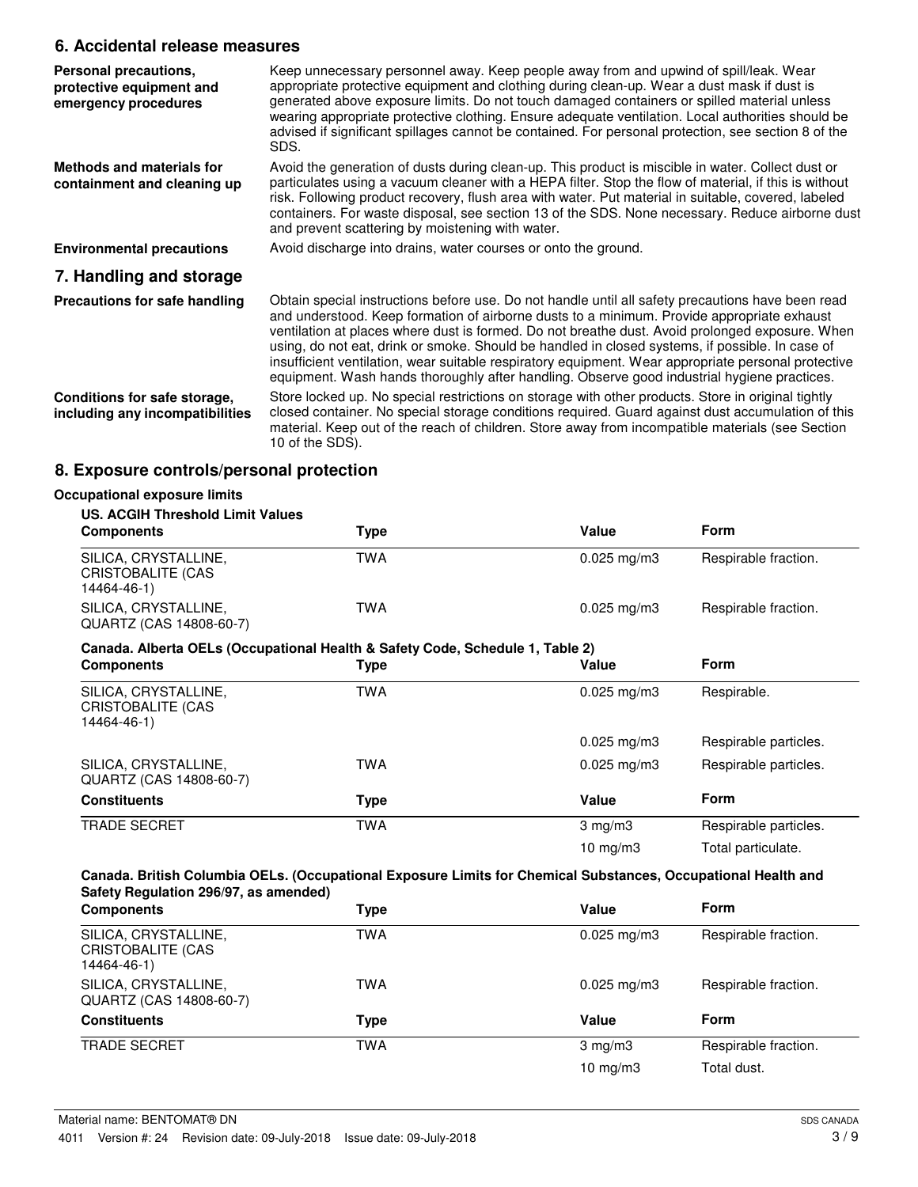## 6. Accidental release measures

**Personal precautions, protective equipment and emergency procedures**

Keep unnecessary personnel away. Keep people away from and upwind of spill/leak. Wear appropriate protective equipment and clothing during clean-up. Wear a dust mask if dust is generated above exposure limits. Do not touch damaged containers or spilled material unless wearing appropriate protective clothing. Ensure adequate ventilation. Local authorities should be advised if significant spillages cannot be contained. For personal protection, see section 8 of the SDS.

**Methods and materials for containment and cleaning up**

Avoid the generation of dusts during clean-up. This product is miscible in water. Collect dust or particulates using a vacuum cleaner with a HEPA filter. Stop the flow of material, if this is without risk. Following product recovery, flush area with water. Put material in suitable, covered, labeled containers. For waste disposal, see section 13 of the SDS. None necessary. Reduce airborne dust and prevent scattering by moistening with water.

**Environmental precautions**

Avoid discharge into drains, water courses or onto the ground.

## 7. Handling and storage

**Precautions for safe handling**

Obtain special instructions before use. Do not handle until all safety precautions have been read and understood. Keep formation of airborne dusts to a minimum. Provide appropriate exhaust ventilation at places where dust is formed. Do not breathe dust. Avoid prolonged exposure. When using, do not eat, drink or smoke. Should be handled in closed systems, if possible. In case of insufficient ventilation, wear suitable respiratory equipment. Wear appropriate personal protective equipment. Wash hands thoroughly after handling. Observe good industrial hygiene practices.

**Conditions for safe storage, including any incompatibilities**

Store locked up. No special restrictions on storage with other products. Store in original tightly closed container. No special storage conditions required. Guard against dust accumulation of this material. Keep out of the reach of children. Store away from incompatible materials (see Section 10 of the SDS).

## 8. Exposure controls/personal protection

**Occupational exposure limits**

**US. ACGIH Threshold Limit Values**

| Components | Type | Value | Form |
|---|---|---|---|
| SILICA, CRYSTALLINE, CRISTOBALITE (CAS 14464-46-1) | TWA | 0.025 mg/m3 | Respirable fraction. |
| SILICA, CRYSTALLINE, QUARTZ (CAS 14808-60-7) | TWA | 0.025 mg/m3 | Respirable fraction. |

**Canada. Alberta OELs (Occupational Health & Safety Code, Schedule 1, Table 2)**

| Components | Type | Value | Form |
|---|---|---|---|
| SILICA, CRYSTALLINE, CRISTOBALITE (CAS 14464-46-1) | TWA | 0.025 mg/m3 | Respirable. |
| | | 0.025 mg/m3 | Respirable particles. |
| SILICA, CRYSTALLINE, QUARTZ (CAS 14808-60-7) | TWA | 0.025 mg/m3 | Respirable particles. |
| **Constituents** | **Type** | **Value** | **Form** |
| TRADE SECRET | TWA | 3 mg/m3 | Respirable particles. |
| | | 10 mg/m3 | Total particulate. |

**Canada. British Columbia OELs. (Occupational Exposure Limits for Chemical Substances, Occupational Health and Safety Regulation 296/97, as amended)**

| Components | Type | Value | Form |
|---|---|---|---|
| SILICA, CRYSTALLINE, CRISTOBALITE (CAS 14464-46-1) | TWA | 0.025 mg/m3 | Respirable fraction. |
| SILICA, CRYSTALLINE, QUARTZ (CAS 14808-60-7) | TWA | 0.025 mg/m3 | Respirable fraction. |
| **Constituents** | **Type** | **Value** | **Form** |
| TRADE SECRET | TWA | 3 mg/m3 | Respirable fraction. |
| | | 10 mg/m3 | Total dust. |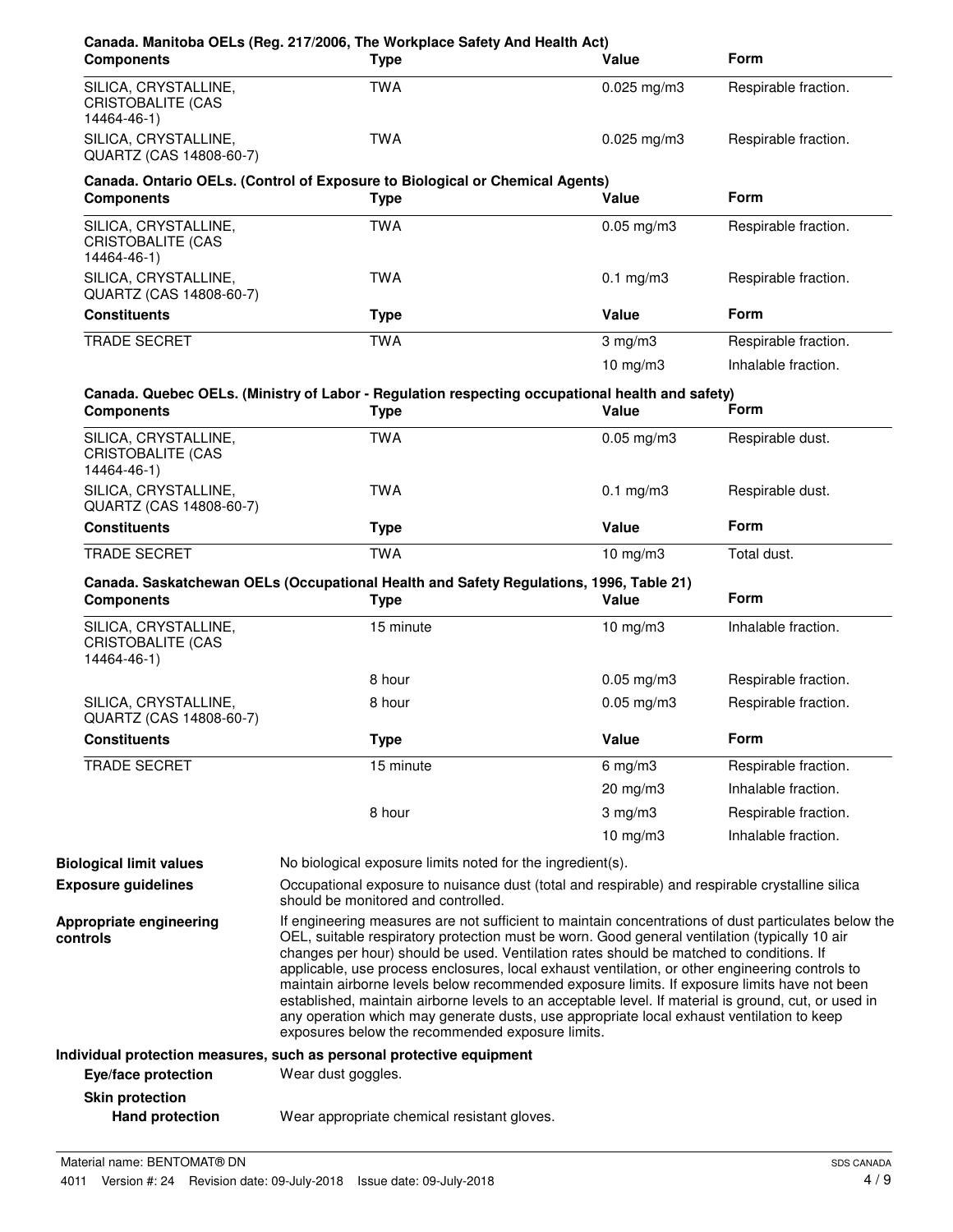**Canada. Manitoba OELs (Reg. 217/2006, The Workplace Safety And Health Act)**

| Components | Type | Value | Form |
|---|---|---|---|
| SILICA, CRYSTALLINE, CRISTOBALITE (CAS 14464-46-1) | TWA | 0.025 mg/m3 | Respirable fraction. |
| SILICA, CRYSTALLINE, QUARTZ (CAS 14808-60-7) | TWA | 0.025 mg/m3 | Respirable fraction. |

**Canada. Ontario OELs. (Control of Exposure to Biological or Chemical Agents)**

| Components | Type | Value | Form |
|---|---|---|---|
| SILICA, CRYSTALLINE, CRISTOBALITE (CAS 14464-46-1) | TWA | 0.05 mg/m3 | Respirable fraction. |
| SILICA, CRYSTALLINE, QUARTZ (CAS 14808-60-7) | TWA | 0.1 mg/m3 | Respirable fraction. |
| **Constituents** | **Type** | **Value** | **Form** |
| TRADE SECRET | TWA | 3 mg/m3 | Respirable fraction. |
| | | 10 mg/m3 | Inhalable fraction. |

**Canada. Quebec OELs. (Ministry of Labor - Regulation respecting occupational health and safety)**

| Components | Type | Value | Form |
|---|---|---|---|
| SILICA, CRYSTALLINE, CRISTOBALITE (CAS 14464-46-1) | TWA | 0.05 mg/m3 | Respirable dust. |
| SILICA, CRYSTALLINE, QUARTZ (CAS 14808-60-7) | TWA | 0.1 mg/m3 | Respirable dust. |
| **Constituents** | **Type** | **Value** | **Form** |
| TRADE SECRET | TWA | 10 mg/m3 | Total dust. |

**Canada. Saskatchewan OELs (Occupational Health and Safety Regulations, 1996, Table 21)**

| Components | Type | Value | Form |
|---|---|---|---|
| SILICA, CRYSTALLINE, CRISTOBALITE (CAS 14464-46-1) | 15 minute | 10 mg/m3 | Inhalable fraction. |
| | 8 hour | 0.05 mg/m3 | Respirable fraction. |
| SILICA, CRYSTALLINE, QUARTZ (CAS 14808-60-7) | 8 hour | 0.05 mg/m3 | Respirable fraction. |
| **Constituents** | **Type** | **Value** | **Form** |
| TRADE SECRET | 15 minute | 6 mg/m3 | Respirable fraction. |
| | | 20 mg/m3 | Inhalable fraction. |
| | 8 hour | 3 mg/m3 | Respirable fraction. |
| | | 10 mg/m3 | Inhalable fraction. |

**Biological limit values** No biological exposure limits noted for the ingredient(s).

**Exposure guidelines** Occupational exposure to nuisance dust (total and respirable) and respirable crystalline silica should be monitored and controlled.

**Appropriate engineering controls** If engineering measures are not sufficient to maintain concentrations of dust particulates below the OEL, suitable respiratory protection must be worn. Good general ventilation (typically 10 air changes per hour) should be used. Ventilation rates should be matched to conditions. If applicable, use process enclosures, local exhaust ventilation, or other engineering controls to maintain airborne levels below recommended exposure limits. If exposure limits have not been established, maintain airborne levels to an acceptable level. If material is ground, cut, or used in any operation which may generate dusts, use appropriate local exhaust ventilation to keep exposures below the recommended exposure limits.

**Individual protection measures, such as personal protective equipment**

**Eye/face protection** Wear dust goggles.

**Skin protection**

**Hand protection** Wear appropriate chemical resistant gloves.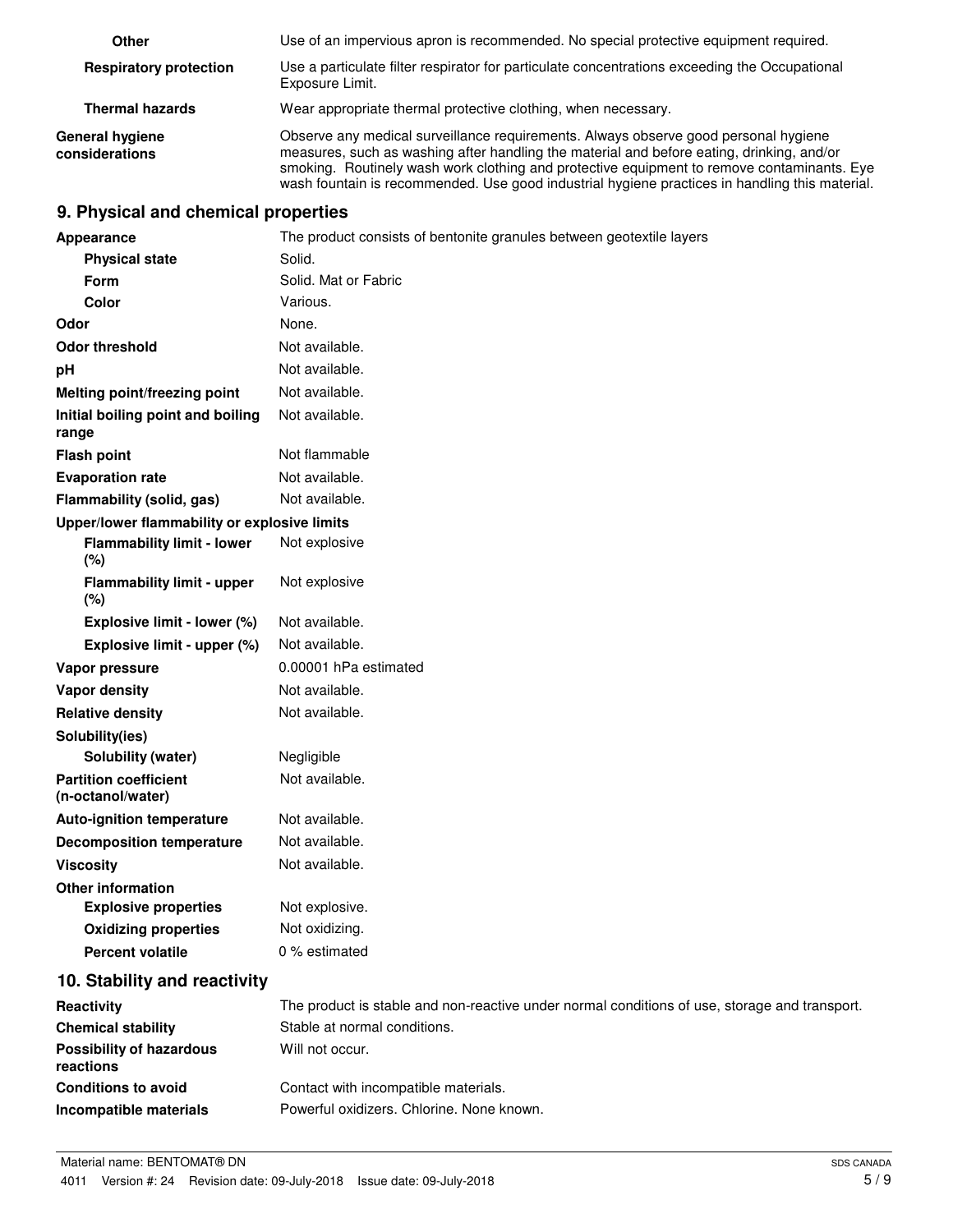| | |
|---|---|
| **Other** | Use of an impervious apron is recommended. No special protective equipment required. |
| **Respiratory protection** | Use a particulate filter respirator for particulate concentrations exceeding the Occupational Exposure Limit. |
| **Thermal hazards** | Wear appropriate thermal protective clothing, when necessary. |
| **General hygiene considerations** | Observe any medical surveillance requirements. Always observe good personal hygiene measures, such as washing after handling the material and before eating, drinking, and/or smoking. Routinely wash work clothing and protective equipment to remove contaminants. Eye wash fountain is recommended. Use good industrial hygiene practices in handling this material. |

## 9. Physical and chemical properties

| | |
|---|---|
| **Appearance** | The product consists of bentonite granules between geotextile layers |
| **Physical state** | Solid. |
| **Form** | Solid. Mat or Fabric |
| **Color** | Various. |
| **Odor** | None. |
| **Odor threshold** | Not available. |
| **pH** | Not available. |
| **Melting point/freezing point** | Not available. |
| **Initial boiling point and boiling range** | Not available. |
| **Flash point** | Not flammable |
| **Evaporation rate** | Not available. |
| **Flammability (solid, gas)** | Not available. |
| **Upper/lower flammability or explosive limits** | |
| **Flammability limit - lower (%)** | Not explosive |
| **Flammability limit - upper (%)** | Not explosive |
| **Explosive limit - lower (%)** | Not available. |
| **Explosive limit - upper (%)** | Not available. |
| **Vapor pressure** | 0.00001 hPa estimated |
| **Vapor density** | Not available. |
| **Relative density** | Not available. |
| **Solubility(ies)** | |
| **Solubility (water)** | Negligible |
| **Partition coefficient (n-octanol/water)** | Not available. |
| **Auto-ignition temperature** | Not available. |
| **Decomposition temperature** | Not available. |
| **Viscosity** | Not available. |
| **Other information** | |
| **Explosive properties** | Not explosive. |
| **Oxidizing properties** | Not oxidizing. |
| **Percent volatile** | 0 % estimated |

## 10. Stability and reactivity

| | |
|---|---|
| **Reactivity** | The product is stable and non-reactive under normal conditions of use, storage and transport. |
| **Chemical stability** | Stable at normal conditions. |
| **Possibility of hazardous reactions** | Will not occur. |
| **Conditions to avoid** | Contact with incompatible materials. |
| **Incompatible materials** | Powerful oxidizers. Chlorine. None known. |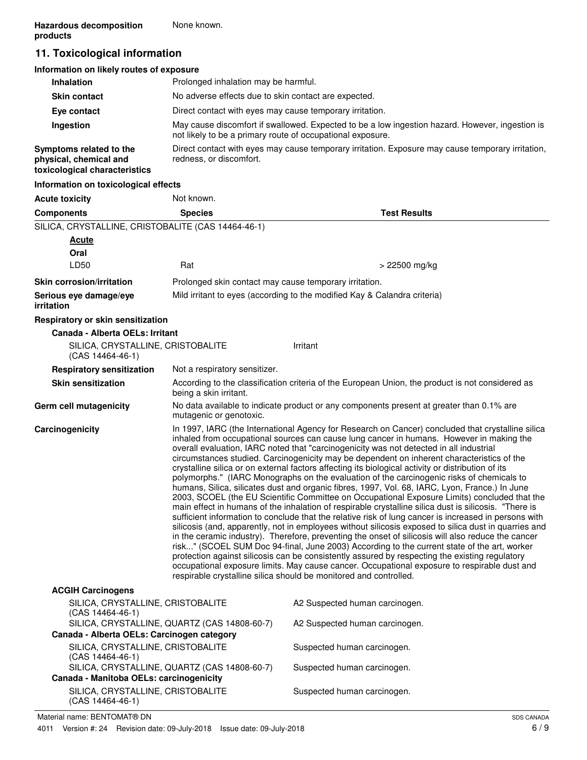**Hazardous decomposition products** None known.

## 11. Toxicological information

### Information on likely routes of exposure

**Inhalation** Prolonged inhalation may be harmful.

**Skin contact** No adverse effects due to skin contact are expected.

**Eye contact** Direct contact with eyes may cause temporary irritation.

**Ingestion** May cause discomfort if swallowed. Expected to be a low ingestion hazard. However, ingestion is not likely to be a primary route of occupational exposure.

**Symptoms related to the physical, chemical and toxicological characteristics** Direct contact with eyes may cause temporary irritation. Exposure may cause temporary irritation, redness, or discomfort.

### Information on toxicological effects

**Acute toxicity** Not known.

| Components | Species | Test Results |
|---|---|---|
| SILICA, CRYSTALLINE, CRISTOBALITE (CAS 14464-46-1) | | |
| **Acute** | | |
| **Oral** | | |
| LD50 | Rat | > 22500 mg/kg |

**Skin corrosion/irritation** Prolonged skin contact may cause temporary irritation.

**Serious eye damage/eye irritation** Mild irritant to eyes (according to the modified Kay & Calandra criteria)

**Respiratory or skin sensitization**

**Canada - Alberta OELs: Irritant**

| | |
|---|---|
| SILICA, CRYSTALLINE, CRISTOBALITE (CAS 14464-46-1) | Irritant |

**Respiratory sensitization** Not a respiratory sensitizer.

**Skin sensitization** According to the classification criteria of the European Union, the product is not considered as being a skin irritant.

**Germ cell mutagenicity** No data available to indicate product or any components present at greater than 0.1% are mutagenic or genotoxic.

**Carcinogenicity** In 1997, IARC (the International Agency for Research on Cancer) concluded that crystalline silica inhaled from occupational sources can cause lung cancer in humans. However in making the overall evaluation, IARC noted that "carcinogenicity was not detected in all industrial circumstances studied. Carcinogenicity may be dependent on inherent characteristics of the crystalline silica or on external factors affecting its biological activity or distribution of its polymorphs." (IARC Monographs on the evaluation of the carcinogenic risks of chemicals to humans, Silica, silicates dust and organic fibres, 1997, Vol. 68, IARC, Lyon, France.) In June 2003, SCOEL (the EU Scientific Committee on Occupational Exposure Limits) concluded that the main effect in humans of the inhalation of respirable crystalline silica dust is silicosis. "There is sufficient information to conclude that the relative risk of lung cancer is increased in persons with silicosis (and, apparently, not in employees without silicosis exposed to silica dust in quarries and in the ceramic industry). Therefore, preventing the onset of silicosis will also reduce the cancer risk..." (SCOEL SUM Doc 94-final, June 2003) According to the current state of the art, worker protection against silicosis can be consistently assured by respecting the existing regulatory occupational exposure limits. May cause cancer. Occupational exposure to respirable dust and respirable crystalline silica should be monitored and controlled.

**ACGIH Carcinogens**

| | |
|---|---|
| SILICA, CRYSTALLINE, CRISTOBALITE (CAS 14464-46-1) | A2 Suspected human carcinogen. |
| SILICA, CRYSTALLINE, QUARTZ (CAS 14808-60-7) | A2 Suspected human carcinogen. |

**Canada - Alberta OELs: Carcinogen category**

| | |
|---|---|
| SILICA, CRYSTALLINE, CRISTOBALITE (CAS 14464-46-1) | Suspected human carcinogen. |
| SILICA, CRYSTALLINE, QUARTZ (CAS 14808-60-7) | Suspected human carcinogen. |

**Canada - Manitoba OELs: carcinogenicity**

| | |
|---|---|
| SILICA, CRYSTALLINE, CRISTOBALITE (CAS 14464-46-1) | Suspected human carcinogen. |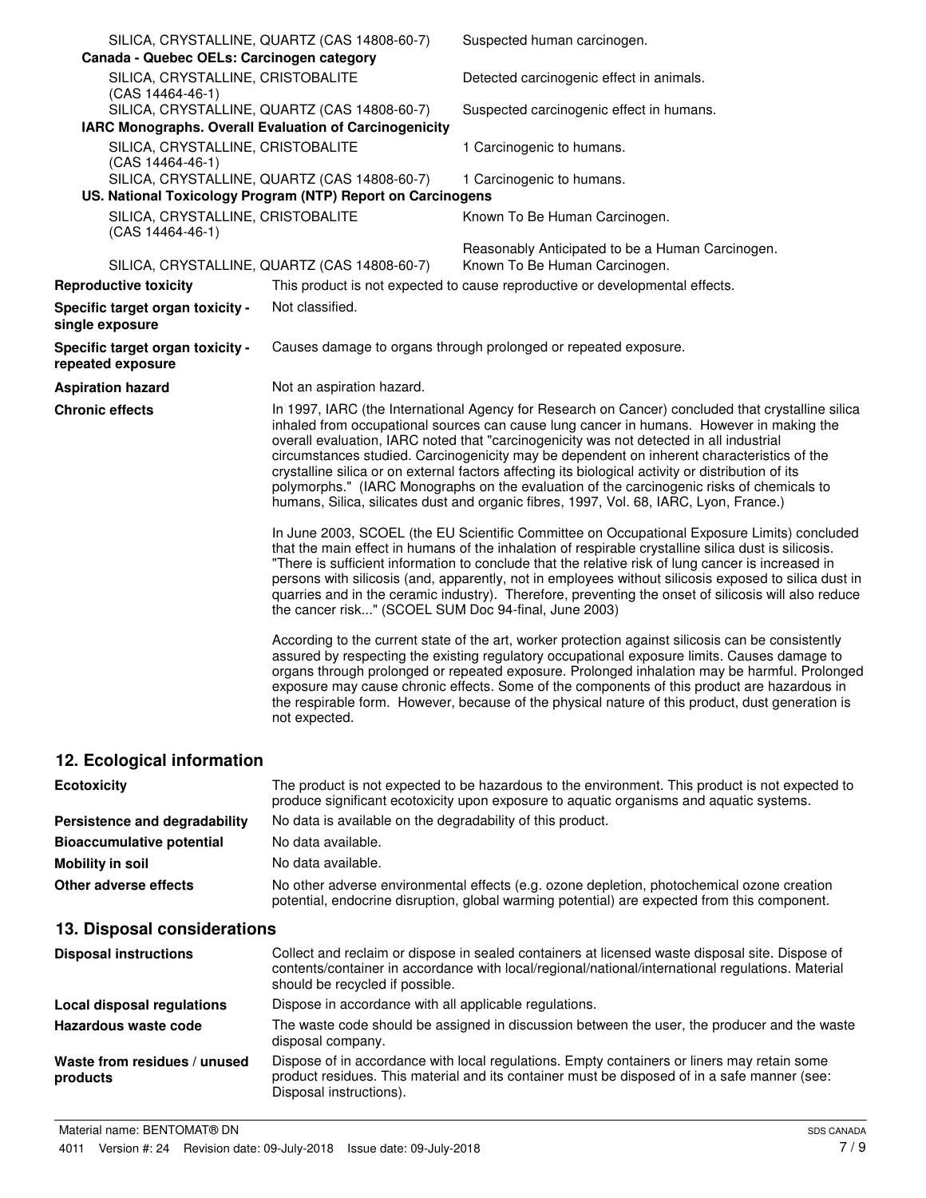| | |
|---|---|
| SILICA, CRYSTALLINE, QUARTZ (CAS 14808-60-7) | Suspected human carcinogen. |
| **Canada - Quebec OELs: Carcinogen category** | |
| SILICA, CRYSTALLINE, CRISTOBALITE (CAS 14464-46-1) | Detected carcinogenic effect in animals. |
| SILICA, CRYSTALLINE, QUARTZ (CAS 14808-60-7) | Suspected carcinogenic effect in humans. |
| **IARC Monographs. Overall Evaluation of Carcinogenicity** | |
| SILICA, CRYSTALLINE, CRISTOBALITE (CAS 14464-46-1) | 1 Carcinogenic to humans. |
| SILICA, CRYSTALLINE, QUARTZ (CAS 14808-60-7) | 1 Carcinogenic to humans. |
| **US. National Toxicology Program (NTP) Report on Carcinogens** | |
| SILICA, CRYSTALLINE, CRISTOBALITE (CAS 14464-46-1) | Known To Be Human Carcinogen. |
| SILICA, CRYSTALLINE, QUARTZ (CAS 14808-60-7) | Reasonably Anticipated to be a Human Carcinogen. Known To Be Human Carcinogen. |

| | |
|---|---|
| **Reproductive toxicity** | This product is not expected to cause reproductive or developmental effects. |
| **Specific target organ toxicity - single exposure** | Not classified. |
| **Specific target organ toxicity - repeated exposure** | Causes damage to organs through prolonged or repeated exposure. |
| **Aspiration hazard** | Not an aspiration hazard. |

**Chronic effects**

In 1997, IARC (the International Agency for Research on Cancer) concluded that crystalline silica inhaled from occupational sources can cause lung cancer in humans. However in making the overall evaluation, IARC noted that "carcinogenicity was not detected in all industrial circumstances studied. Carcinogenicity may be dependent on inherent characteristics of the crystalline silica or on external factors affecting its biological activity or distribution of its polymorphs." (IARC Monographs on the evaluation of the carcinogenic risks of chemicals to humans, Silica, silicates dust and organic fibres, 1997, Vol. 68, IARC, Lyon, France.)

In June 2003, SCOEL (the EU Scientific Committee on Occupational Exposure Limits) concluded that the main effect in humans of the inhalation of respirable crystalline silica dust is silicosis. "There is sufficient information to conclude that the relative risk of lung cancer is increased in persons with silicosis (and, apparently, not in employees without silicosis exposed to silica dust in quarries and in the ceramic industry). Therefore, preventing the onset of silicosis will also reduce the cancer risk..." (SCOEL SUM Doc 94-final, June 2003)

According to the current state of the art, worker protection against silicosis can be consistently assured by respecting the existing regulatory occupational exposure limits. Causes damage to organs through prolonged or repeated exposure. Prolonged inhalation may be harmful. Prolonged exposure may cause chronic effects. Some of the components of this product are hazardous in the respirable form. However, because of the physical nature of this product, dust generation is not expected.

## 12. Ecological information

| | |
|---|---|
| **Ecotoxicity** | The product is not expected to be hazardous to the environment. This product is not expected to produce significant ecotoxicity upon exposure to aquatic organisms and aquatic systems. |
| **Persistence and degradability** | No data is available on the degradability of this product. |
| **Bioaccumulative potential** | No data available. |
| **Mobility in soil** | No data available. |
| **Other adverse effects** | No other adverse environmental effects (e.g. ozone depletion, photochemical ozone creation potential, endocrine disruption, global warming potential) are expected from this component. |

## 13. Disposal considerations

| | |
|---|---|
| **Disposal instructions** | Collect and reclaim or dispose in sealed containers at licensed waste disposal site. Dispose of contents/container in accordance with local/regional/national/international regulations. Material should be recycled if possible. |
| **Local disposal regulations** | Dispose in accordance with all applicable regulations. |
| **Hazardous waste code** | The waste code should be assigned in discussion between the user, the producer and the waste disposal company. |
| **Waste from residues / unused products** | Dispose of in accordance with local regulations. Empty containers or liners may retain some product residues. This material and its container must be disposed of in a safe manner (see: Disposal instructions). |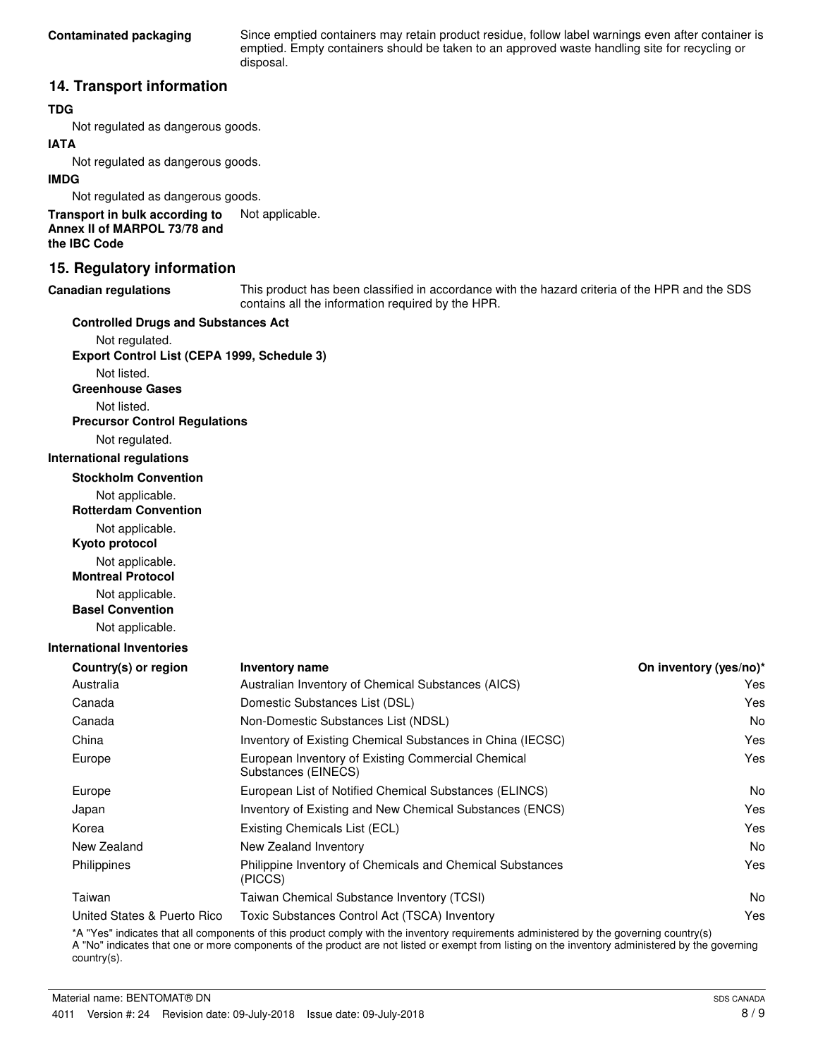**Contaminated packaging** Since emptied containers may retain product residue, follow label warnings even after container is emptied. Empty containers should be taken to an approved waste handling site for recycling or disposal.

## 14. Transport information

**TDG**

Not regulated as dangerous goods.

**IATA**

Not regulated as dangerous goods.

**IMDG**

Not regulated as dangerous goods.

**Transport in bulk according to Annex II of MARPOL 73/78 and the IBC Code** Not applicable.

## 15. Regulatory information

**Canadian regulations** This product has been classified in accordance with the hazard criteria of the HPR and the SDS contains all the information required by the HPR.

**Controlled Drugs and Substances Act**

Not regulated.

**Export Control List (CEPA 1999, Schedule 3)**

Not listed.

**Greenhouse Gases**

Not listed.

**Precursor Control Regulations**

Not regulated.

**International regulations**

**Stockholm Convention**

Not applicable.

**Rotterdam Convention**

Not applicable.

**Kyoto protocol**

Not applicable.

**Montreal Protocol**

Not applicable.

**Basel Convention**

Not applicable.

**International Inventories**

| Country(s) or region | Inventory name | On inventory (yes/no)* |
|---|---|---|
| Australia | Australian Inventory of Chemical Substances (AICS) | Yes |
| Canada | Domestic Substances List (DSL) | Yes |
| Canada | Non-Domestic Substances List (NDSL) | No |
| China | Inventory of Existing Chemical Substances in China (IECSC) | Yes |
| Europe | European Inventory of Existing Commercial Chemical Substances (EINECS) | Yes |
| Europe | European List of Notified Chemical Substances (ELINCS) | No |
| Japan | Inventory of Existing and New Chemical Substances (ENCS) | Yes |
| Korea | Existing Chemicals List (ECL) | Yes |
| New Zealand | New Zealand Inventory | No |
| Philippines | Philippine Inventory of Chemicals and Chemical Substances (PICCS) | Yes |
| Taiwan | Taiwan Chemical Substance Inventory (TCSI) | No |
| United States & Puerto Rico | Toxic Substances Control Act (TSCA) Inventory | Yes |

*A "Yes" indicates that all components of this product comply with the inventory requirements administered by the governing country(s)
A "No" indicates that one or more components of the product are not listed or exempt from listing on the inventory administered by the governing country(s).

Material name: BENTOMAT® DN

4011 Version #: 24 Revision date: 09-July-2018 Issue date: 09-July-2018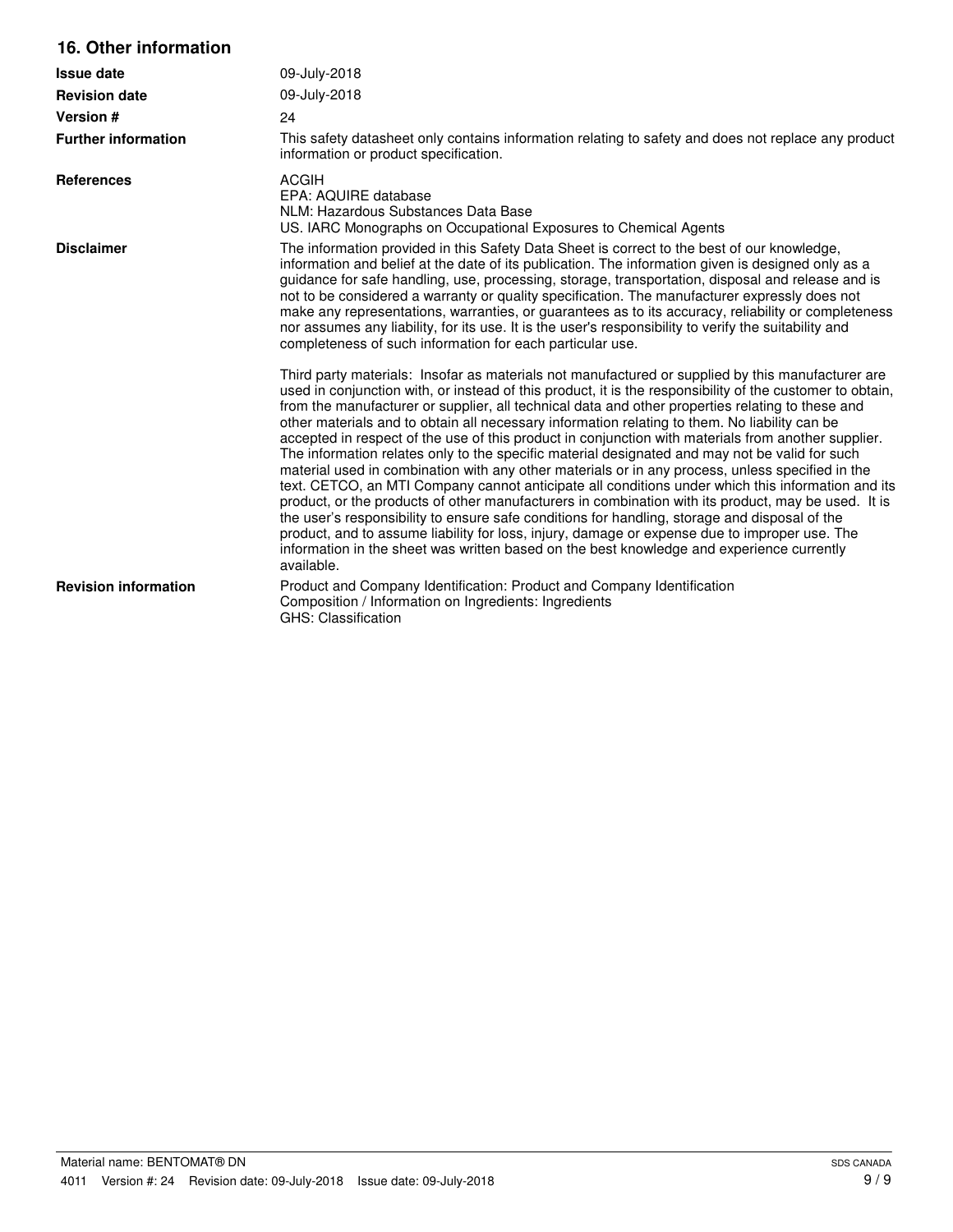## 16. Other information

**Issue date** 09-July-2018

**Revision date** 09-July-2018

**Version #** 24

**Further information** This safety datasheet only contains information relating to safety and does not replace any product information or product specification.

**References**
ACGIH
EPA: AQUIRE database
NLM: Hazardous Substances Data Base
US. IARC Monographs on Occupational Exposures to Chemical Agents

**Disclaimer** The information provided in this Safety Data Sheet is correct to the best of our knowledge, information and belief at the date of its publication. The information given is designed only as a guidance for safe handling, use, processing, storage, transportation, disposal and release and is not to be considered a warranty or quality specification. The manufacturer expressly does not make any representations, warranties, or guarantees as to its accuracy, reliability or completeness nor assumes any liability, for its use. It is the user's responsibility to verify the suitability and completeness of such information for each particular use.

Third party materials: Insofar as materials not manufactured or supplied by this manufacturer are used in conjunction with, or instead of this product, it is the responsibility of the customer to obtain, from the manufacturer or supplier, all technical data and other properties relating to these and other materials and to obtain all necessary information relating to them. No liability can be accepted in respect of the use of this product in conjunction with materials from another supplier. The information relates only to the specific material designated and may not be valid for such material used in combination with any other materials or in any process, unless specified in the text. CETCO, an MTI Company cannot anticipate all conditions under which this information and its product, or the products of other manufacturers in combination with its product, may be used. It is the user's responsibility to ensure safe conditions for handling, storage and disposal of the product, and to assume liability for loss, injury, damage or expense due to improper use. The information in the sheet was written based on the best knowledge and experience currently available.

**Revision information**
Product and Company Identification: Product and Company Identification
Composition / Information on Ingredients: Ingredients
GHS: Classification